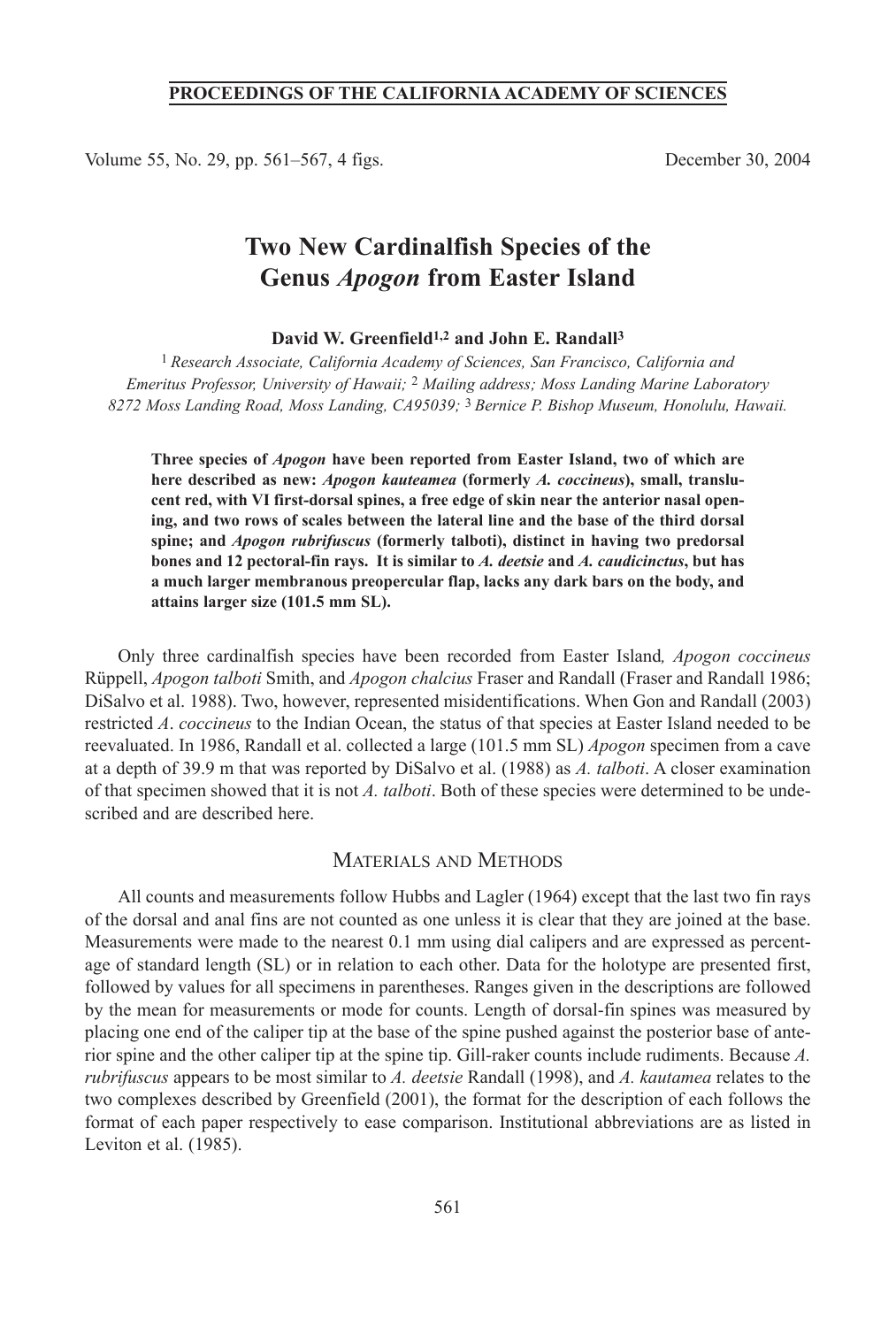# Two New Cardinalfish Species of the Genus *Apogon* from Easter Island

**David W. Greenfield[1,2] and John E. Randall[3]**

[1] *Research Associate, California Academy of Sciences, San Francisco, California and Emeritus Professor, University of Hawaii;* [2] *Mailing address; Moss Landing Marine Laboratory 8272 Moss Landing Road, Moss Landing, CA95039;* [3] *Bernice P. Bishop Museum, Honolulu, Hawaii.*

**Three species of *Apogon* have been reported from Easter Island, two of which are here described as new: *Apogon kauteamea* (formerly *A. coccineus*), small, translucent red, with VI first-dorsal spines, a free edge of skin near the anterior nasal opening, and two rows of scales between the lateral line and the base of the third dorsal spine; and *Apogon rubrifuscus* (formerly talboti), distinct in having two predorsal bones and 12 pectoral-fin rays. It is similar to *A. deetsie* and *A. caudicinctus*, but has a much larger membranous preopercular flap, lacks any dark bars on the body, and attains larger size (101.5 mm SL).**

Only three cardinalfish species have been recorded from Easter Island*, Apogon coccineus* Rüppell, *Apogon talboti* Smith, and *Apogon chalcius* Fraser and Randall (Fraser and Randall 1986; DiSalvo et al. 1988). Two, however, represented misidentifications. When Gon and Randall (2003) restricted *A*. *coccineus* to the Indian Ocean, the status of that species at Easter Island needed to be reevaluated. In 1986, Randall et al. collected a large (101.5 mm SL) *Apogon* specimen from a cave at a depth of 39.9 m that was reported by DiSalvo et al. (1988) as *A. talboti*. A closer examination of that specimen showed that it is not *A. talboti*. Both of these species were determined to be undescribed and are described here.

## Materials and Methods

All counts and measurements follow Hubbs and Lagler (1964) except that the last two fin rays of the dorsal and anal fins are not counted as one unless it is clear that they are joined at the base. Measurements were made to the nearest 0.1 mm using dial calipers and are expressed as percentage of standard length (SL) or in relation to each other. Data for the holotype are presented first, followed by values for all specimens in parentheses. Ranges given in the descriptions are followed by the mean for measurements or mode for counts. Length of dorsal-fin spines was measured by placing one end of the caliper tip at the base of the spine pushed against the posterior base of anterior spine and the other caliper tip at the spine tip. Gill-raker counts include rudiments. Because *A. rubrifuscus* appears to be most similar to *A. deetsie* Randall (1998), and *A. kautamea* relates to the two complexes described by Greenfield (2001), the format for the description of each follows the format of each paper respectively to ease comparison. Institutional abbreviations are as listed in Leviton et al. (1985).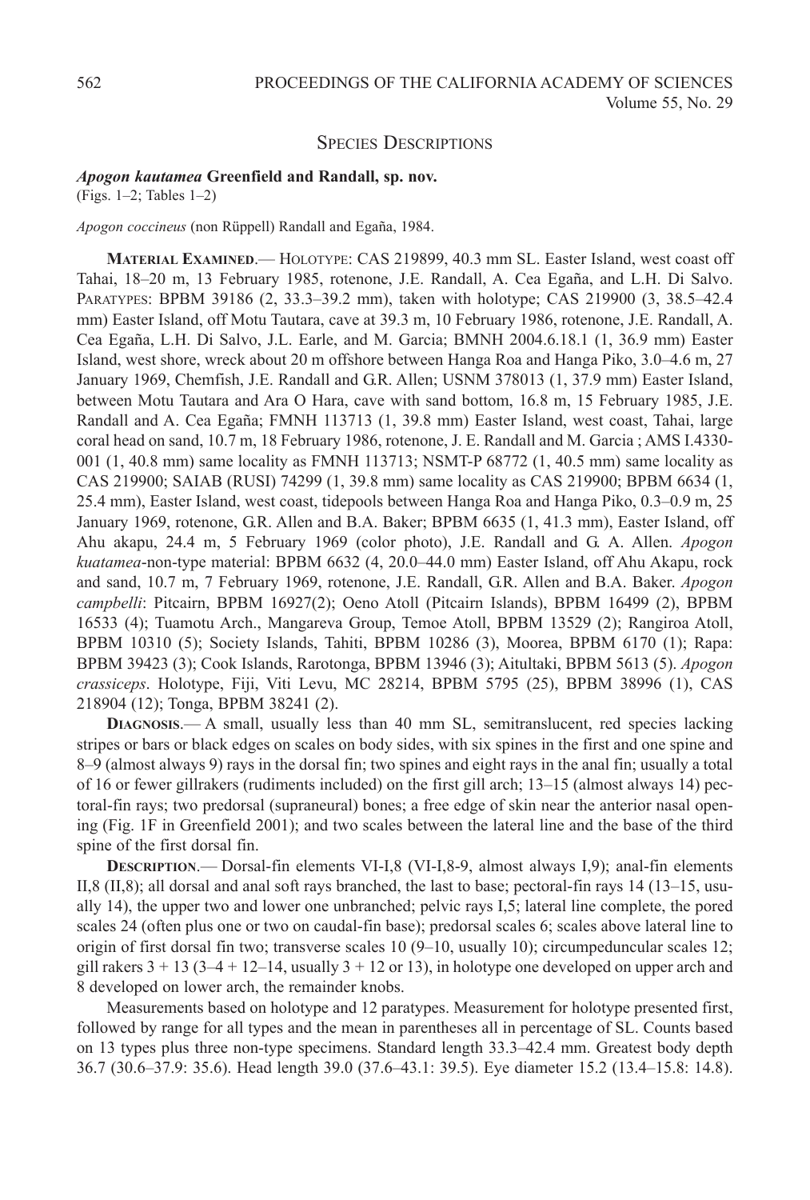## Species Descriptions

### *Apogon kautamea* Greenfield and Randall, sp. nov.

(Figs. 1–2; Tables 1–2)

*Apogon coccineus* (non Rüppell) Randall and Egaña, 1984.

**Material Examined**.— Holotype: CAS 219899, 40.3 mm SL. Easter Island, west coast off Tahai, 18–20 m, 13 February 1985, rotenone, J.E. Randall, A. Cea Egaña, and L.H. Di Salvo. Paratypes: BPBM 39186 (2, 33.3–39.2 mm), taken with holotype; CAS 219900 (3, 38.5–42.4 mm) Easter Island, off Motu Tautara, cave at 39.3 m, 10 February 1986, rotenone, J.E. Randall, A. Cea Egaña, L.H. Di Salvo, J.L. Earle, and M. Garcia; BMNH 2004.6.18.1 (1, 36.9 mm) Easter Island, west shore, wreck about 20 m offshore between Hanga Roa and Hanga Piko, 3.0–4.6 m, 27 January 1969, Chemfish, J.E. Randall and G.R. Allen; USNM 378013 (1, 37.9 mm) Easter Island, between Motu Tautara and Ara O Hara, cave with sand bottom, 16.8 m, 15 February 1985, J.E. Randall and A. Cea Egaña; FMNH 113713 (1, 39.8 mm) Easter Island, west coast, Tahai, large coral head on sand, 10.7 m, 18 February 1986, rotenone, J. E. Randall and M. Garcia ; AMS I.4330-001 (1, 40.8 mm) same locality as FMNH 113713; NSMT-P 68772 (1, 40.5 mm) same locality as CAS 219900; SAIAB (RUSI) 74299 (1, 39.8 mm) same locality as CAS 219900; BPBM 6634 (1, 25.4 mm), Easter Island, west coast, tidepools between Hanga Roa and Hanga Piko, 0.3–0.9 m, 25 January 1969, rotenone, G.R. Allen and B.A. Baker; BPBM 6635 (1, 41.3 mm), Easter Island, off Ahu akapu, 24.4 m, 5 February 1969 (color photo), J.E. Randall and G. A. Allen. *Apogon kuatamea*-non-type material: BPBM 6632 (4, 20.0–44.0 mm) Easter Island, off Ahu Akapu, rock and sand, 10.7 m, 7 February 1969, rotenone, J.E. Randall, G.R. Allen and B.A. Baker. *Apogon campbelli*: Pitcairn, BPBM 16927(2); Oeno Atoll (Pitcairn Islands), BPBM 16499 (2), BPBM 16533 (4); Tuamotu Arch., Mangareva Group, Temoe Atoll, BPBM 13529 (2); Rangiroa Atoll, BPBM 10310 (5); Society Islands, Tahiti, BPBM 10286 (3), Moorea, BPBM 6170 (1); Rapa: BPBM 39423 (3); Cook Islands, Rarotonga, BPBM 13946 (3); Aitultaki, BPBM 5613 (5). *Apogon crassiceps*. Holotype, Fiji, Viti Levu, MC 28214, BPBM 5795 (25), BPBM 38996 (1), CAS 218904 (12); Tonga, BPBM 38241 (2).

**Diagnosis**.— A small, usually less than 40 mm SL, semitranslucent, red species lacking stripes or bars or black edges on scales on body sides, with six spines in the first and one spine and 8–9 (almost always 9) rays in the dorsal fin; two spines and eight rays in the anal fin; usually a total of 16 or fewer gillrakers (rudiments included) on the first gill arch; 13–15 (almost always 14) pectoral-fin rays; two predorsal (supraneural) bones; a free edge of skin near the anterior nasal opening (Fig. 1F in Greenfield 2001); and two scales between the lateral line and the base of the third spine of the first dorsal fin.

**Description**.— Dorsal-fin elements VI-I,8 (VI-I,8-9, almost always I,9); anal-fin elements II,8 (II,8); all dorsal and anal soft rays branched, the last to base; pectoral-fin rays 14 (13–15, usually 14), the upper two and lower one unbranched; pelvic rays I,5; lateral line complete, the pored scales 24 (often plus one or two on caudal-fin base); predorsal scales 6; scales above lateral line to origin of first dorsal fin two; transverse scales 10 (9–10, usually 10); circumpeduncular scales 12; gill rakers 3 + 13 (3–4 + 12–14, usually 3 + 12 or 13), in holotype one developed on upper arch and 8 developed on lower arch, the remainder knobs.

Measurements based on holotype and 12 paratypes. Measurement for holotype presented first, followed by range for all types and the mean in parentheses all in percentage of SL. Counts based on 13 types plus three non-type specimens. Standard length 33.3–42.4 mm. Greatest body depth 36.7 (30.6–37.9: 35.6). Head length 39.0 (37.6–43.1: 39.5). Eye diameter 15.2 (13.4–15.8: 14.8).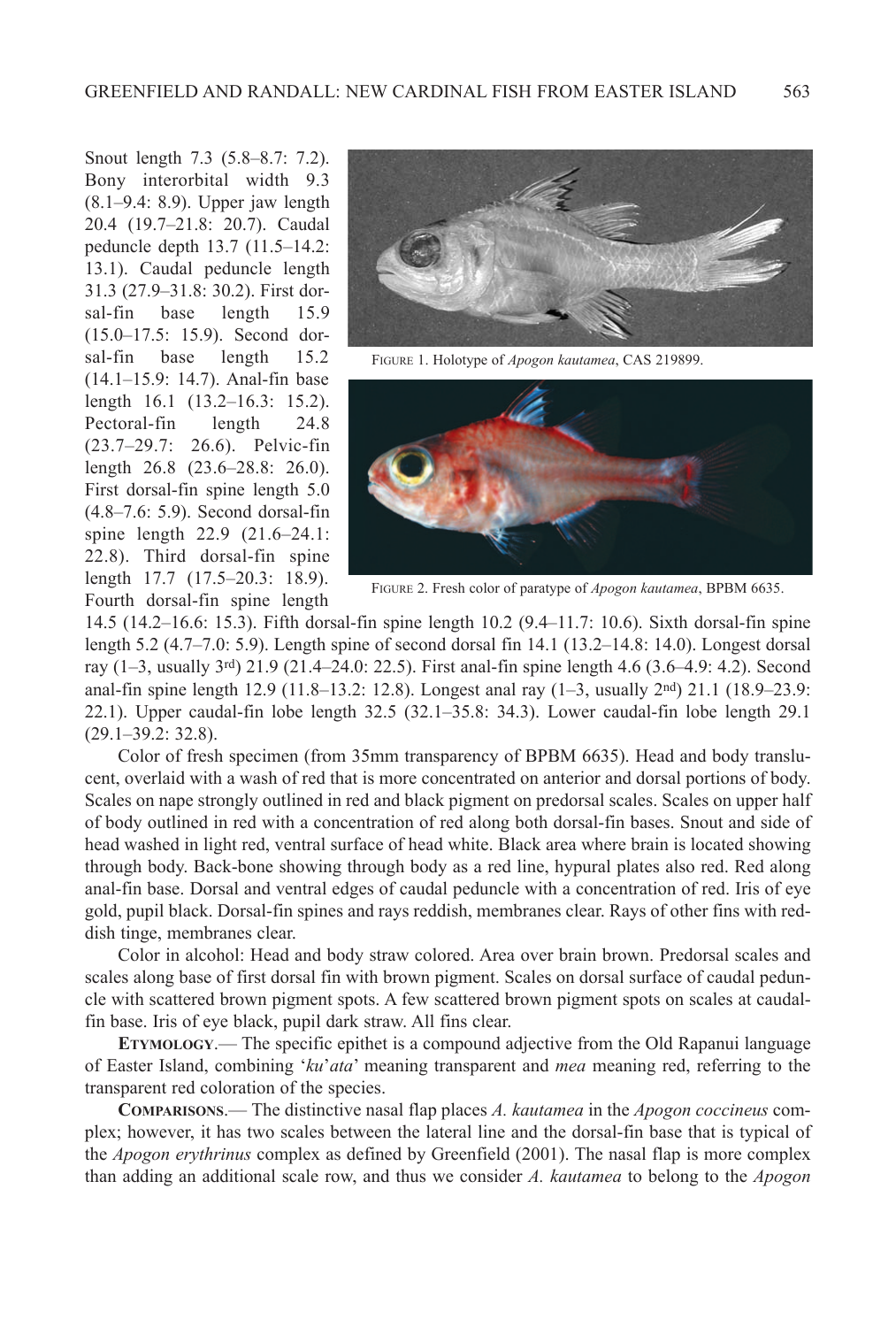Snout length 7.3 (5.8–8.7: 7.2). Bony interorbital width 9.3 (8.1–9.4: 8.9). Upper jaw length 20.4 (19.7–21.8: 20.7). Caudal peduncle depth 13.7 (11.5–14.2: 13.1). Caudal peduncle length 31.3 (27.9–31.8: 30.2). First dorsal-fin base length 15.9 (15.0–17.5: 15.9). Second dorsal-fin base length 15.2 (14.1–15.9: 14.7). Anal-fin base length 16.1 (13.2–16.3: 15.2). Pectoral-fin length 24.8 (23.7–29.7: 26.6). Pelvic-fin length 26.8 (23.6–28.8: 26.0). First dorsal-fin spine length 5.0 (4.8–7.6: 5.9). Second dorsal-fin spine length 22.9 (21.6–24.1: 22.8). Third dorsal-fin spine length 17.7 (17.5–20.3: 18.9). Fourth dorsal-fin spine length 14.5 (14.2–16.6: 15.3). Fifth dorsal-fin spine length 10.2 (9.4–11.7: 10.6). Sixth dorsal-fin spine length 5.2 (4.7–7.0: 5.9). Length spine of second dorsal fin 14.1 (13.2–14.8: 14.0). Longest dorsal ray (1–3, usually 3rd) 21.9 (21.4–24.0: 22.5). First anal-fin spine length 4.6 (3.6–4.9: 4.2). Second anal-fin spine length 12.9 (11.8–13.2: 12.8). Longest anal ray (1–3, usually 2nd) 21.1 (18.9–23.9: 22.1). Upper caudal-fin lobe length 32.5 (32.1–35.8: 34.3). Lower caudal-fin lobe length 29.1 (29.1–39.2: 32.8).

FIGURE 1. Holotype of *Apogon kautamea*, CAS 219899.

FIGURE 2. Fresh color of paratype of *Apogon kautamea*, BPBM 6635.

Color of fresh specimen (from 35mm transparency of BPBM 6635). Head and body translucent, overlaid with a wash of red that is more concentrated on anterior and dorsal portions of body. Scales on nape strongly outlined in red and black pigment on predorsal scales. Scales on upper half of body outlined in red with a concentration of red along both dorsal-fin bases. Snout and side of head washed in light red, ventral surface of head white. Black area where brain is located showing through body. Back-bone showing through body as a red line, hypural plates also red. Red along anal-fin base. Dorsal and ventral edges of caudal peduncle with a concentration of red. Iris of eye gold, pupil black. Dorsal-fin spines and rays reddish, membranes clear. Rays of other fins with reddish tinge, membranes clear.

Color in alcohol: Head and body straw colored. Area over brain brown. Predorsal scales and scales along base of first dorsal fin with brown pigment. Scales on dorsal surface of caudal peduncle with scattered brown pigment spots. A few scattered brown pigment spots on scales at caudal-fin base. Iris of eye black, pupil dark straw. All fins clear.

**ETYMOLOGY**.— The specific epithet is a compound adjective from the Old Rapanui language of Easter Island, combining '*ku*'*ata*' meaning transparent and *mea* meaning red, referring to the transparent red coloration of the species.

**COMPARISONS**.— The distinctive nasal flap places *A. kautamea* in the *Apogon coccineus* complex; however, it has two scales between the lateral line and the dorsal-fin base that is typical of the *Apogon erythrinus* complex as defined by Greenfield (2001). The nasal flap is more complex than adding an additional scale row, and thus we consider *A. kautamea* to belong to the *Apogon*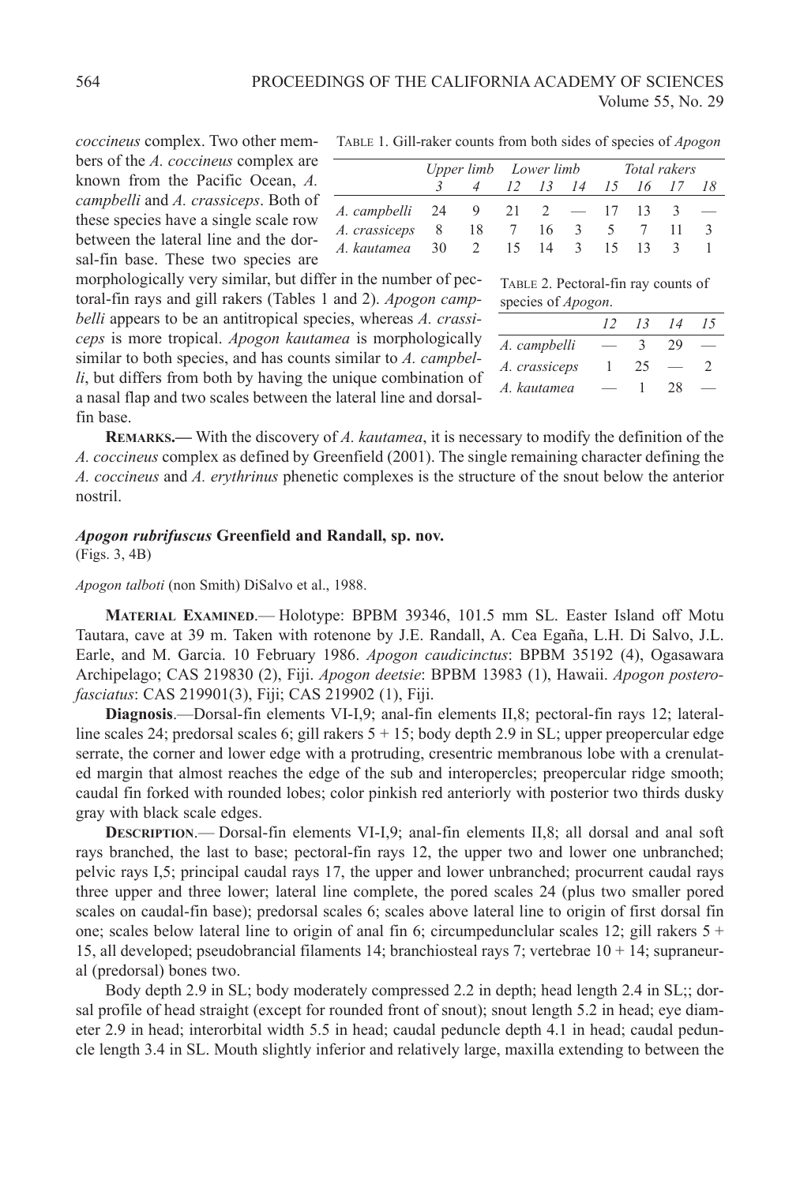*coccineus* complex. Two other members of the *A. coccineus* complex are known from the Pacific Ocean, *A. campbelli* and *A. crassiceps*. Both of these species have a single scale row between the lateral line and the dorsal-fin base. These two species are morphologically very similar, but differ in the number of pectoral-fin rays and gill rakers (Tables 1 and 2). *Apogon campbelli* appears to be an antitropical species, whereas *A. crassiceps* is more tropical. *Apogon kautamea* is morphologically similar to both species, and has counts similar to *A. campbelli*, but differs from both by having the unique combination of a nasal flap and two scales between the lateral line and dorsal-fin base.

TABLE 1. Gill-raker counts from both sides of species of *Apogon*

| | *Upper limb* | | *Lower limb* | | | *Total rakers* | | | |
|---|---|---|---|---|---|---|---|---|---|
| | *3* | *4* | *12* | *13* | *14* | *15* | *16* | *17* | *18* |
| *A. campbelli* | 24 | 9 | 21 | 2 | — | 17 | 13 | 3 | — |
| *A. crassiceps* | 8 | 18 | 7 | 16 | 3 | 5 | 7 | 11 | 3 |
| *A. kautamea* | 30 | 2 | 15 | 14 | 3 | 15 | 13 | 3 | 1 |

TABLE 2. Pectoral-fin ray counts of species of *Apogon*.

| | *12* | *13* | *14* | *15* |
|---|---|---|---|---|
| *A. campbelli* | — | 3 | 29 | — |
| *A. crassiceps* | 1 | 25 | — | 2 |
| *A. kautamea* | — | 1 | 28 | — |

**REMARKS.—** With the discovery of *A. kautamea*, it is necessary to modify the definition of the *A. coccineus* complex as defined by Greenfield (2001). The single remaining character defining the *A. coccineus* and *A. erythrinus* phenetic complexes is the structure of the snout below the anterior nostril.

### *Apogon rubrifuscus* Greenfield and Randall, sp. nov.

(Figs. 3, 4B)

*Apogon talboti* (non Smith) DiSalvo et al., 1988.

**MATERIAL EXAMINED**.— Holotype: BPBM 39346, 101.5 mm SL. Easter Island off Motu Tautara, cave at 39 m. Taken with rotenone by J.E. Randall, A. Cea Egaña, L.H. Di Salvo, J.L. Earle, and M. Garcia. 10 February 1986. *Apogon caudicinctus*: BPBM 35192 (4), Ogasawara Archipelago; CAS 219830 (2), Fiji. *Apogon deetsie*: BPBM 13983 (1), Hawaii. *Apogon posterofasciatus*: CAS 219901(3), Fiji; CAS 219902 (1), Fiji.

**Diagnosis**.—Dorsal-fin elements VI-I,9; anal-fin elements II,8; pectoral-fin rays 12; lateral-line scales 24; predorsal scales 6; gill rakers 5 + 15; body depth 2.9 in SL; upper preopercular edge serrate, the corner and lower edge with a protruding, cresentric membranous lobe with a crenulated margin that almost reaches the edge of the sub and interopercles; preopercular ridge smooth; caudal fin forked with rounded lobes; color pinkish red anteriorly with posterior two thirds dusky gray with black scale edges.

**DESCRIPTION**.— Dorsal-fin elements VI-I,9; anal-fin elements II,8; all dorsal and anal soft rays branched, the last to base; pectoral-fin rays 12, the upper two and lower one unbranched; pelvic rays I,5; principal caudal rays 17, the upper and lower unbranched; procurrent caudal rays three upper and three lower; lateral line complete, the pored scales 24 (plus two smaller pored scales on caudal-fin base); predorsal scales 6; scales above lateral line to origin of first dorsal fin one; scales below lateral line to origin of anal fin 6; circumpeduncular scales 12; gill rakers 5 + 15, all developed; pseudobrancial filaments 14; branchiosteal rays 7; vertebrae 10 + 14; supraneural (predorsal) bones two.

Body depth 2.9 in SL; body moderately compressed 2.2 in depth; head length 2.4 in SL;; dorsal profile of head straight (except for rounded front of snout); snout length 5.2 in head; eye diameter 2.9 in head; interorbital width 5.5 in head; caudal peduncle depth 4.1 in head; caudal peduncle length 3.4 in SL. Mouth slightly inferior and relatively large, maxilla extending to between the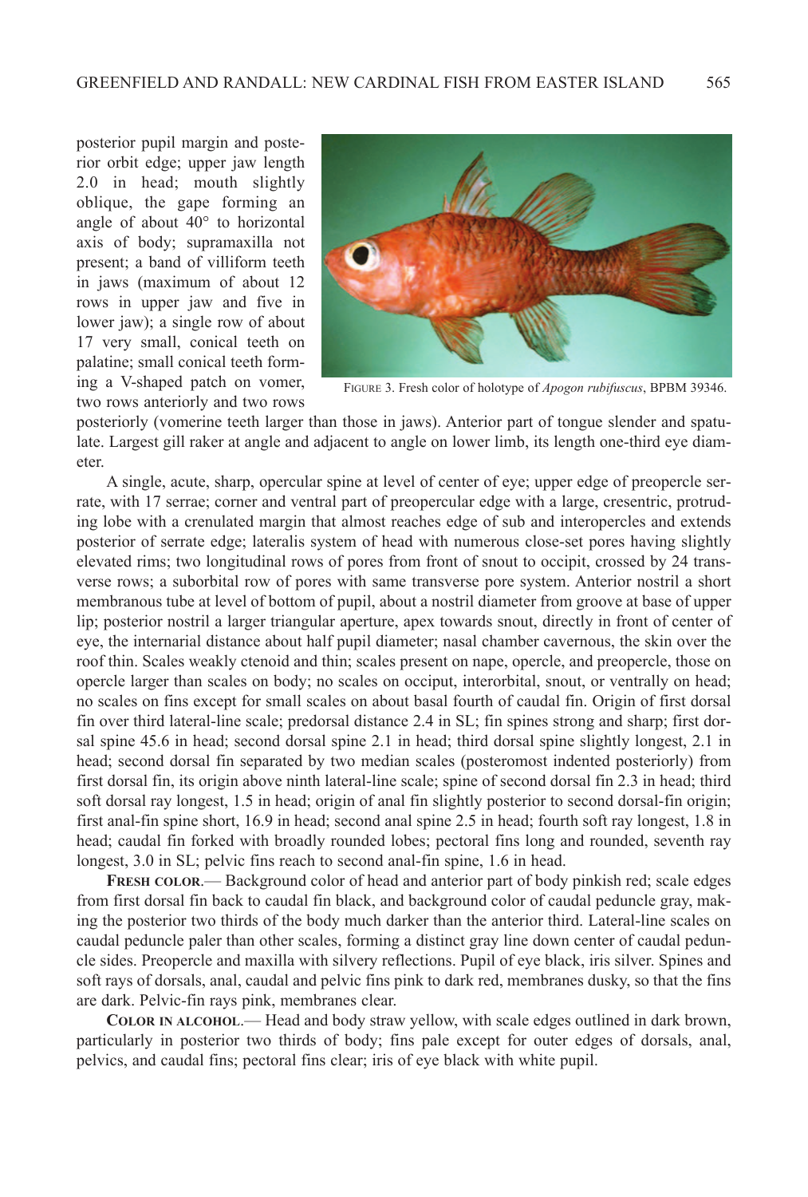posterior pupil margin and posterior orbit edge; upper jaw length 2.0 in head; mouth slightly oblique, the gape forming an angle of about 40° to horizontal axis of body; supramaxilla not present; a band of villiform teeth in jaws (maximum of about 12 rows in upper jaw and five in lower jaw); a single row of about 17 very small, conical teeth on palatine; small conical teeth forming a V-shaped patch on vomer, two rows anteriorly and two rows posteriorly (vomerine teeth larger than those in jaws). Anterior part of tongue slender and spatulate. Largest gill raker at angle and adjacent to angle on lower limb, its length one-third eye diameter.

FIGURE 3. Fresh color of holotype of *Apogon rubifuscus*, BPBM 39346.

A single, acute, sharp, opercular spine at level of center of eye; upper edge of preopercle serrate, with 17 serrae; corner and ventral part of preopercular edge with a large, cresentric, protruding lobe with a crenulated margin that almost reaches edge of sub and interopercles and extends posterior of serrate edge; lateralis system of head with numerous close-set pores having slightly elevated rims; two longitudinal rows of pores from front of snout to occipit, crossed by 24 transverse rows; a suborbital row of pores with same transverse pore system. Anterior nostril a short membranous tube at level of bottom of pupil, about a nostril diameter from groove at base of upper lip; posterior nostril a larger triangular aperture, apex towards snout, directly in front of center of eye, the internarial distance about half pupil diameter; nasal chamber cavernous, the skin over the roof thin. Scales weakly ctenoid and thin; scales present on nape, opercle, and preopercle, those on opercle larger than scales on body; no scales on occiput, interorbital, snout, or ventrally on head; no scales on fins except for small scales on about basal fourth of caudal fin. Origin of first dorsal fin over third lateral-line scale; predorsal distance 2.4 in SL; fin spines strong and sharp; first dorsal spine 45.6 in head; second dorsal spine 2.1 in head; third dorsal spine slightly longest, 2.1 in head; second dorsal fin separated by two median scales (posteromost indented posteriorly) from first dorsal fin, its origin above ninth lateral-line scale; spine of second dorsal fin 2.3 in head; third soft dorsal ray longest, 1.5 in head; origin of anal fin slightly posterior to second dorsal-fin origin; first anal-fin spine short, 16.9 in head; second anal spine 2.5 in head; fourth soft ray longest, 1.8 in head; caudal fin forked with broadly rounded lobes; pectoral fins long and rounded, seventh ray longest, 3.0 in SL; pelvic fins reach to second anal-fin spine, 1.6 in head.

**FRESH COLOR**.— Background color of head and anterior part of body pinkish red; scale edges from first dorsal fin back to caudal fin black, and background color of caudal peduncle gray, making the posterior two thirds of the body much darker than the anterior third. Lateral-line scales on caudal peduncle paler than other scales, forming a distinct gray line down center of caudal peduncle sides. Preopercle and maxilla with silvery reflections. Pupil of eye black, iris silver. Spines and soft rays of dorsals, anal, caudal and pelvic fins pink to dark red, membranes dusky, so that the fins are dark. Pelvic-fin rays pink, membranes clear.

**COLOR IN ALCOHOL**.— Head and body straw yellow, with scale edges outlined in dark brown, particularly in posterior two thirds of body; fins pale except for outer edges of dorsals, anal, pelvics, and caudal fins; pectoral fins clear; iris of eye black with white pupil.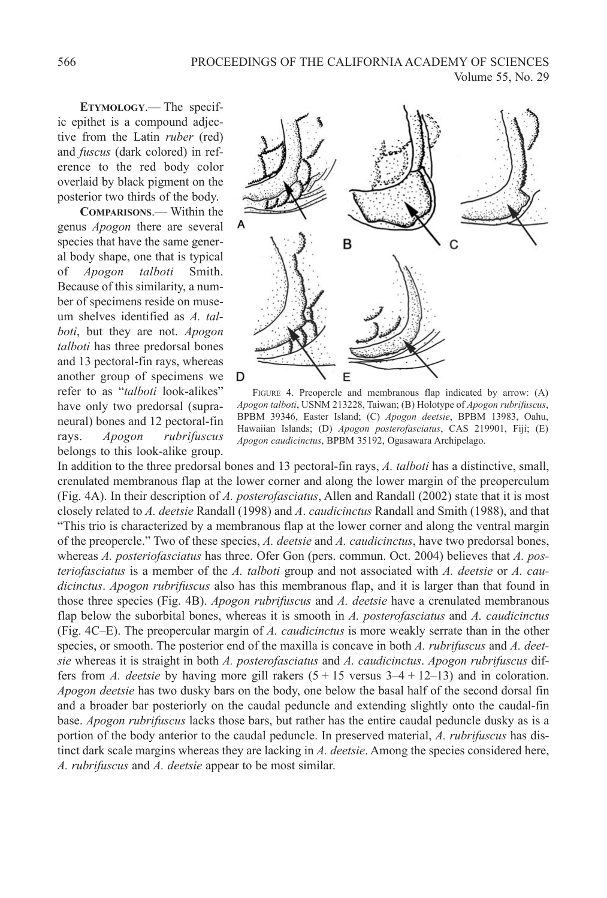**ETYMOLOGY**.— The specific epithet is a compound adjective from the Latin *ruber* (red) and *fuscus* (dark colored) in reference to the red body color overlaid by black pigment on the posterior two thirds of the body.

**COMPARISONS**.— Within the genus *Apogon* there are several species that have the same general body shape, one that is typical of *Apogon talboti* Smith. Because of this similarity, a number of specimens reside on museum shelves identified as *A. talboti*, but they are not. *Apogon talboti* has three predorsal bones and 13 pectoral-fin rays, whereas another group of specimens we refer to as "*talboti* look-alikes" have only two predorsal (supraneural) bones and 12 pectoral-fin rays. *Apogon rubrifuscus* belongs to this look-alike group. In addition to the three predorsal bones and 13 pectoral-fin rays, *A. talboti* has a distinctive, small, crenulated membranous flap at the lower corner and along the lower margin of the preoperculum (Fig. 4A). In their description of *A. posterofasciatus*, Allen and Randall (2002) state that it is most closely related to *A. deetsie* Randall (1998) and *A*. *caudicinctus* Randall and Smith (1988), and that "This trio is characterized by a membranous flap at the lower corner and along the ventral margin of the preopercle." Two of these species, *A. deetsie* and *A. caudicinctus*, have two predorsal bones, whereas *A. posteriofasciatus* has three. Ofer Gon (pers. commun. Oct. 2004) believes that *A. posteriofasciatus* is a member of the *A. talboti* group and not associated with *A. deetsie* or *A. caudicinctus*. *Apogon rubrifuscus* also has this membranous flap, and it is larger than that found in those three species (Fig. 4B). *Apogon rubrifuscus* and *A. deetsie* have a crenulated membranous flap below the suborbital bones, whereas it is smooth in *A. posterofasciatus* and *A. caudicinctus* (Fig. 4C–E). The preopercular margin of *A. caudicinctus* is more weakly serrate than in the other species, or smooth. The posterior end of the maxilla is concave in both *A. rubrifuscus* and *A. deetsie* whereas it is straight in both *A. posterofasciatus* and *A. caudicinctus*. *Apogon rubrifuscus* differs from *A. deetsie* by having more gill rakers (5 + 15 versus 3–4 + 12–13) and in coloration. *Apogon deetsie* has two dusky bars on the body, one below the basal half of the second dorsal fin and a broader bar posteriorly on the caudal peduncle and extending slightly onto the caudal-fin base. *Apogon rubrifuscus* lacks those bars, but rather has the entire caudal peduncle dusky as is a portion of the body anterior to the caudal peduncle. In preserved material, *A. rubrifuscus* has distinct dark scale margins whereas they are lacking in *A. deetsie*. Among the species considered here, *A. rubrifuscus* and *A. deetsie* appear to be most similar.

FIGURE 4. Preopercle and membranous flap indicated by arrow: (A) *Apogon talboti*, USNM 213228, Taiwan; (B) Holotype of *Apogon rubrifuscus*, BPBM 39346, Easter Island; (C) *Apogon deetsie*, BPBM 13983, Oahu, Hawaiian Islands; (D) *Apogon posterofasciatus*, CAS 219901, Fiji; (E) *Apogon caudicinctus*, BPBM 35192, Ogasawara Archipelago.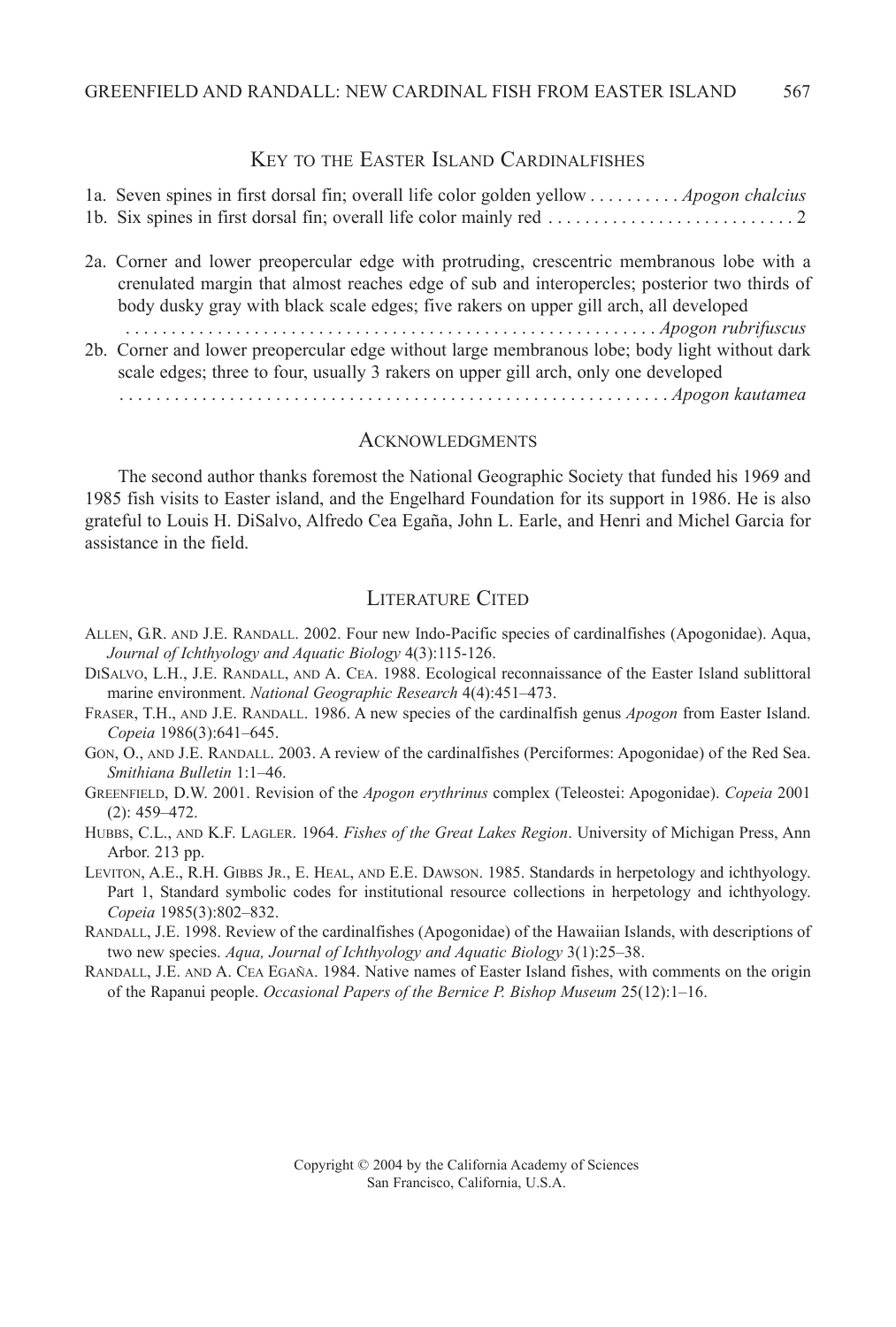## Key to the Easter Island Cardinalfishes

1a. Seven spines in first dorsal fin; overall life color golden yellow . . . . . . . . . . *Apogon chalcius*
1b. Six spines in first dorsal fin; overall life color mainly red . . . . . . . . . . . . . . . . . . . . . . . . . . . 2

2a. Corner and lower preopercular edge with protruding, crescentric membranous lobe with a crenulated margin that almost reaches edge of sub and interopercles; posterior two thirds of body dusky gray with black scale edges; five rakers on upper gill arch, all developed . . . . . . . . . . . . . . . . . . . . . . . . . . . . . . . . . . . . . . . . . . . . . . . . . . . . . . . . . *Apogon rubrifuscus*
2b. Corner and lower preopercular edge without large membranous lobe; body light without dark scale edges; three to four, usually 3 rakers on upper gill arch, only one developed . . . . . . . . . . . . . . . . . . . . . . . . . . . . . . . . . . . . . . . . . . . . . . . . . . . . . . . . . *Apogon kautamea*

## Acknowledgments

The second author thanks foremost the National Geographic Society that funded his 1969 and 1985 fish visits to Easter island, and the Engelhard Foundation for its support in 1986. He is also grateful to Louis H. DiSalvo, Alfredo Cea Egaña, John L. Earle, and Henri and Michel Garcia for assistance in the field.

## Literature Cited

Allen, G.R. and J.E. Randall. 2002. Four new Indo-Pacific species of cardinalfishes (Apogonidae). Aqua, *Journal of Ichthyology and Aquatic Biology* 4(3):115-126.

DiSalvo, L.H., J.E. Randall, and A. Cea. 1988. Ecological reconnaissance of the Easter Island sublittoral marine environment. *National Geographic Research* 4(4):451–473.

Fraser, T.H., and J.E. Randall. 1986. A new species of the cardinalfish genus *Apogon* from Easter Island. *Copeia* 1986(3):641–645.

Gon, O., and J.E. Randall. 2003. A review of the cardinalfishes (Perciformes: Apogonidae) of the Red Sea. *Smithiana Bulletin* 1:1–46.

Greenfield, D.W. 2001. Revision of the *Apogon erythrinus* complex (Teleostei: Apogonidae). *Copeia* 2001 (2): 459–472.

Hubbs, C.L., and K.F. Lagler. 1964. *Fishes of the Great Lakes Region*. University of Michigan Press, Ann Arbor. 213 pp.

Leviton, A.E., R.H. Gibbs Jr., E. Heal, and E.E. Dawson. 1985. Standards in herpetology and ichthyology. Part 1, Standard symbolic codes for institutional resource collections in herpetology and ichthyology. *Copeia* 1985(3):802–832.

Randall, J.E. 1998. Review of the cardinalfishes (Apogonidae) of the Hawaiian Islands, with descriptions of two new species. *Aqua, Journal of Ichthyology and Aquatic Biology* 3(1):25–38.

Randall, J.E. and A. Cea Egaña. 1984. Native names of Easter Island fishes, with comments on the origin of the Rapanui people. *Occasional Papers of the Bernice P. Bishop Museum* 25(12):1–16.

Copyright © 2004 by the California Academy of Sciences
San Francisco, California, U.S.A.